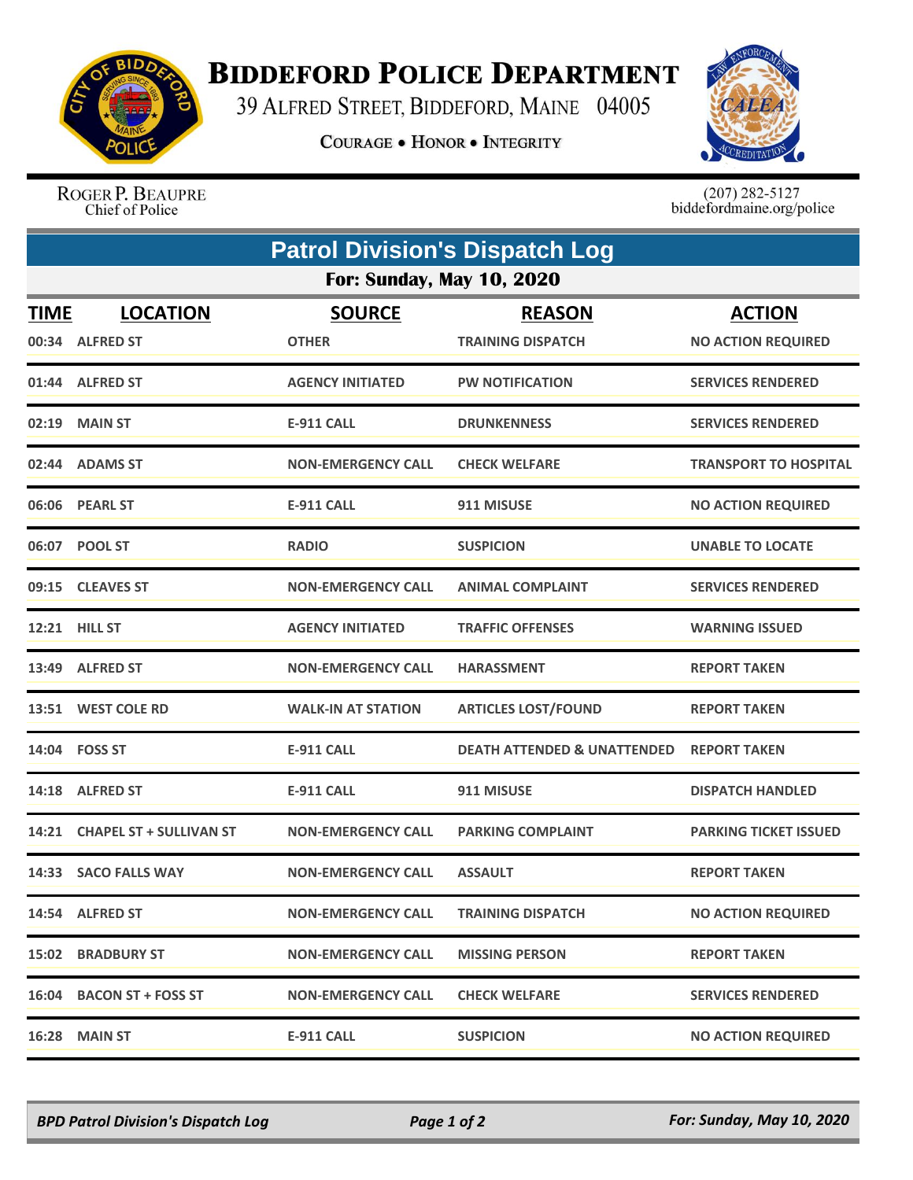# BIDDEFORD POLICE DEPARTMENT

39 ALFRED STREET, BIDDEFORD, MAINE 04005

COURAGE • HONOR • INTEGRITY

ROGER P. BEAUPRE
Chief of Police

(207) 282-5127
biddefordmaine.org/police

## Patrol Division's Dispatch Log

### For: Sunday, May 10, 2020

| TIME | LOCATION | SOURCE | REASON | ACTION |
|---|---|---|---|---|
| 00:34 | ALFRED ST | OTHER | TRAINING DISPATCH | NO ACTION REQUIRED |
| 01:44 | ALFRED ST | AGENCY INITIATED | PW NOTIFICATION | SERVICES RENDERED |
| 02:19 | MAIN ST | E-911 CALL | DRUNKENNESS | SERVICES RENDERED |
| 02:44 | ADAMS ST | NON-EMERGENCY CALL | CHECK WELFARE | TRANSPORT TO HOSPITAL |
| 06:06 | PEARL ST | E-911 CALL | 911 MISUSE | NO ACTION REQUIRED |
| 06:07 | POOL ST | RADIO | SUSPICION | UNABLE TO LOCATE |
| 09:15 | CLEAVES ST | NON-EMERGENCY CALL | ANIMAL COMPLAINT | SERVICES RENDERED |
| 12:21 | HILL ST | AGENCY INITIATED | TRAFFIC OFFENSES | WARNING ISSUED |
| 13:49 | ALFRED ST | NON-EMERGENCY CALL | HARASSMENT | REPORT TAKEN |
| 13:51 | WEST COLE RD | WALK-IN AT STATION | ARTICLES LOST/FOUND | REPORT TAKEN |
| 14:04 | FOSS ST | E-911 CALL | DEATH ATTENDED & UNATTENDED | REPORT TAKEN |
| 14:18 | ALFRED ST | E-911 CALL | 911 MISUSE | DISPATCH HANDLED |
| 14:21 | CHAPEL ST + SULLIVAN ST | NON-EMERGENCY CALL | PARKING COMPLAINT | PARKING TICKET ISSUED |
| 14:33 | SACO FALLS WAY | NON-EMERGENCY CALL | ASSAULT | REPORT TAKEN |
| 14:54 | ALFRED ST | NON-EMERGENCY CALL | TRAINING DISPATCH | NO ACTION REQUIRED |
| 15:02 | BRADBURY ST | NON-EMERGENCY CALL | MISSING PERSON | REPORT TAKEN |
| 16:04 | BACON ST + FOSS ST | NON-EMERGENCY CALL | CHECK WELFARE | SERVICES RENDERED |
| 16:28 | MAIN ST | E-911 CALL | SUSPICION | NO ACTION REQUIRED |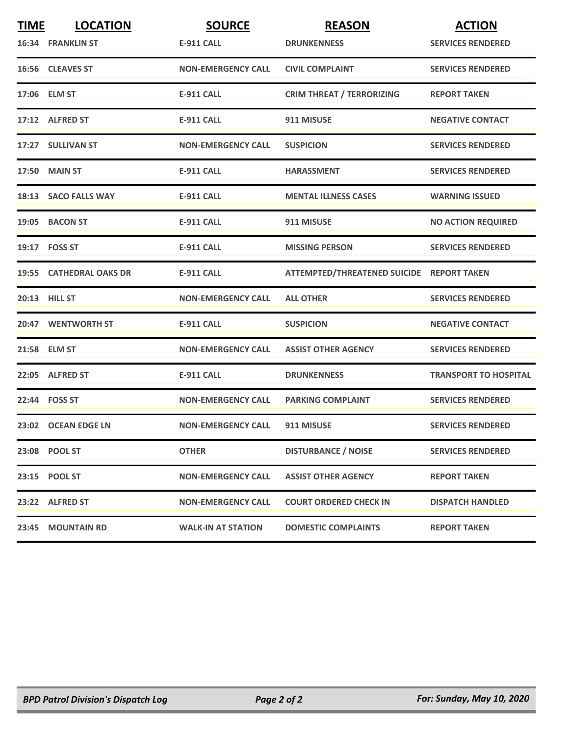| TIME | LOCATION | SOURCE | REASON | ACTION |
|---|---|---|---|---|
| 16:34 | FRANKLIN ST | E-911 CALL | DRUNKENNESS | SERVICES RENDERED |
| 16:56 | CLEAVES ST | NON-EMERGENCY CALL | CIVIL COMPLAINT | SERVICES RENDERED |
| 17:06 | ELM ST | E-911 CALL | CRIM THREAT / TERRORIZING | REPORT TAKEN |
| 17:12 | ALFRED ST | E-911 CALL | 911 MISUSE | NEGATIVE CONTACT |
| 17:27 | SULLIVAN ST | NON-EMERGENCY CALL | SUSPICION | SERVICES RENDERED |
| 17:50 | MAIN ST | E-911 CALL | HARASSMENT | SERVICES RENDERED |
| 18:13 | SACO FALLS WAY | E-911 CALL | MENTAL ILLNESS CASES | WARNING ISSUED |
| 19:05 | BACON ST | E-911 CALL | 911 MISUSE | NO ACTION REQUIRED |
| 19:17 | FOSS ST | E-911 CALL | MISSING PERSON | SERVICES RENDERED |
| 19:55 | CATHEDRAL OAKS DR | E-911 CALL | ATTEMPTED/THREATENED SUICIDE | REPORT TAKEN |
| 20:13 | HILL ST | NON-EMERGENCY CALL | ALL OTHER | SERVICES RENDERED |
| 20:47 | WENTWORTH ST | E-911 CALL | SUSPICION | NEGATIVE CONTACT |
| 21:58 | ELM ST | NON-EMERGENCY CALL | ASSIST OTHER AGENCY | SERVICES RENDERED |
| 22:05 | ALFRED ST | E-911 CALL | DRUNKENNESS | TRANSPORT TO HOSPITAL |
| 22:44 | FOSS ST | NON-EMERGENCY CALL | PARKING COMPLAINT | SERVICES RENDERED |
| 23:02 | OCEAN EDGE LN | NON-EMERGENCY CALL | 911 MISUSE | SERVICES RENDERED |
| 23:08 | POOL ST | OTHER | DISTURBANCE / NOISE | SERVICES RENDERED |
| 23:15 | POOL ST | NON-EMERGENCY CALL | ASSIST OTHER AGENCY | REPORT TAKEN |
| 23:22 | ALFRED ST | NON-EMERGENCY CALL | COURT ORDERED CHECK IN | DISPATCH HANDLED |
| 23:45 | MOUNTAIN RD | WALK-IN AT STATION | DOMESTIC COMPLAINTS | REPORT TAKEN |